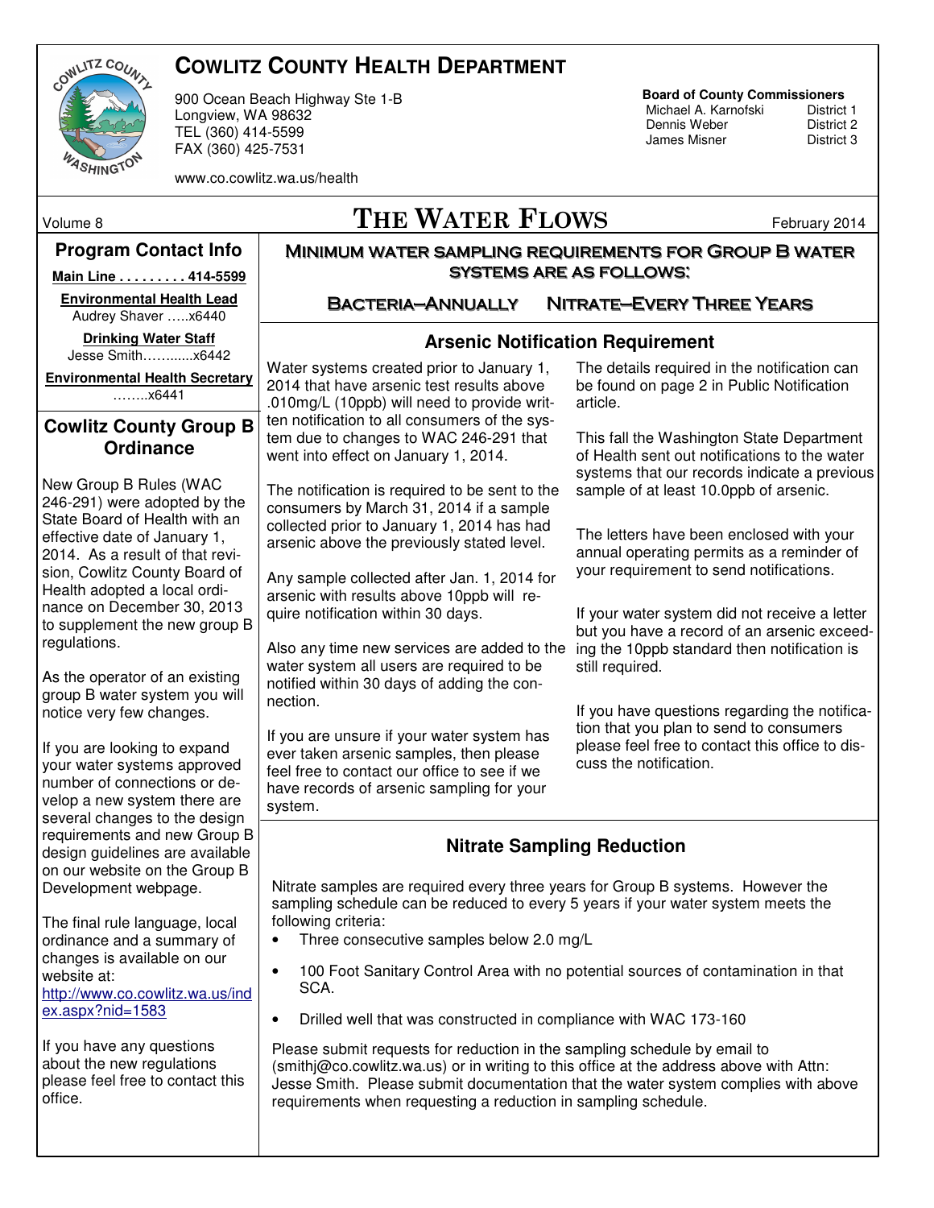# COWLITZ COUNTY HEALTH DEPARTMENT

900 Ocean Beach Highway Ste 1-B
Longview, WA 98632
TEL (360) 414-5599
FAX (360) 425-7531

www.co.cowlitz.wa.us/health

**Board of County Commissioners**

| | |
|---|---|
| Michael A. Karnofski | District 1 |
| Dennis Weber | District 2 |
| James Misner | District 3 |

# THE WATER FLOWS

Volume 8 — February 2014

## Program Contact Info

**Main Line . . . . . . . . . 414-5599**

**Environmental Health Lead**
Audrey Shaver …..x6440

**Drinking Water Staff**
Jesse Smith………...x6442

**Environmental Health Secretary**
……..x6441

## Cowlitz County Group B Ordinance

New Group B Rules (WAC 246-291) were adopted by the State Board of Health with an effective date of January 1, 2014. As a result of that revision, Cowlitz County Board of Health adopted a local ordinance on December 30, 2013 to supplement the new group B regulations.

As the operator of an existing group B water system you will notice very few changes.

If you are looking to expand your water systems approved number of connections or develop a new system there are several changes to the design requirements and new Group B design guidelines are available on our website on the Group B Development webpage.

The final rule language, local ordinance and a summary of changes is available on our website at: http://www.co.cowlitz.wa.us/index.aspx?nid=1583

If you have any questions about the new regulations please feel free to contact this office.

## Minimum water sampling requirements for Group B water systems are as follows:

**Bacteria–Annually     Nitrate–Every Three Years**

## Arsenic Notification Requirement

Water systems created prior to January 1, 2014 that have arsenic test results above .010mg/L (10ppb) will need to provide written notification to all consumers of the system due to changes to WAC 246-291 that went into effect on January 1, 2014.

The notification is required to be sent to the consumers by March 31, 2014 if a sample collected prior to January 1, 2014 has had arsenic above the previously stated level.

Any sample collected after Jan. 1, 2014 for arsenic with results above 10ppb will require notification within 30 days.

Also any time new services are added to the water system all users are required to be notified within 30 days of adding the connection.

If you are unsure if your water system has ever taken arsenic samples, then please feel free to contact our office to see if we have records of arsenic sampling for your system.

The details required in the notification can be found on page 2 in Public Notification article.

This fall the Washington State Department of Health sent out notifications to the water systems that our records indicate a previous sample of at least 10.0ppb of arsenic.

The letters have been enclosed with your annual operating permits as a reminder of your requirement to send notifications.

If your water system did not receive a letter but you have a record of an arsenic exceeding the 10ppb standard then notification is still required.

If you have questions regarding the notification that you plan to send to consumers please feel free to contact this office to discuss the notification.

## Nitrate Sampling Reduction

Nitrate samples are required every three years for Group B systems. However the sampling schedule can be reduced to every 5 years if your water system meets the following criteria:

- Three consecutive samples below 2.0 mg/L
- 100 Foot Sanitary Control Area with no potential sources of contamination in that SCA.
- Drilled well that was constructed in compliance with WAC 173-160

Please submit requests for reduction in the sampling schedule by email to (smithj@co.cowlitz.wa.us) or in writing to this office at the address above with Attn: Jesse Smith. Please submit documentation that the water system complies with above requirements when requesting a reduction in sampling schedule.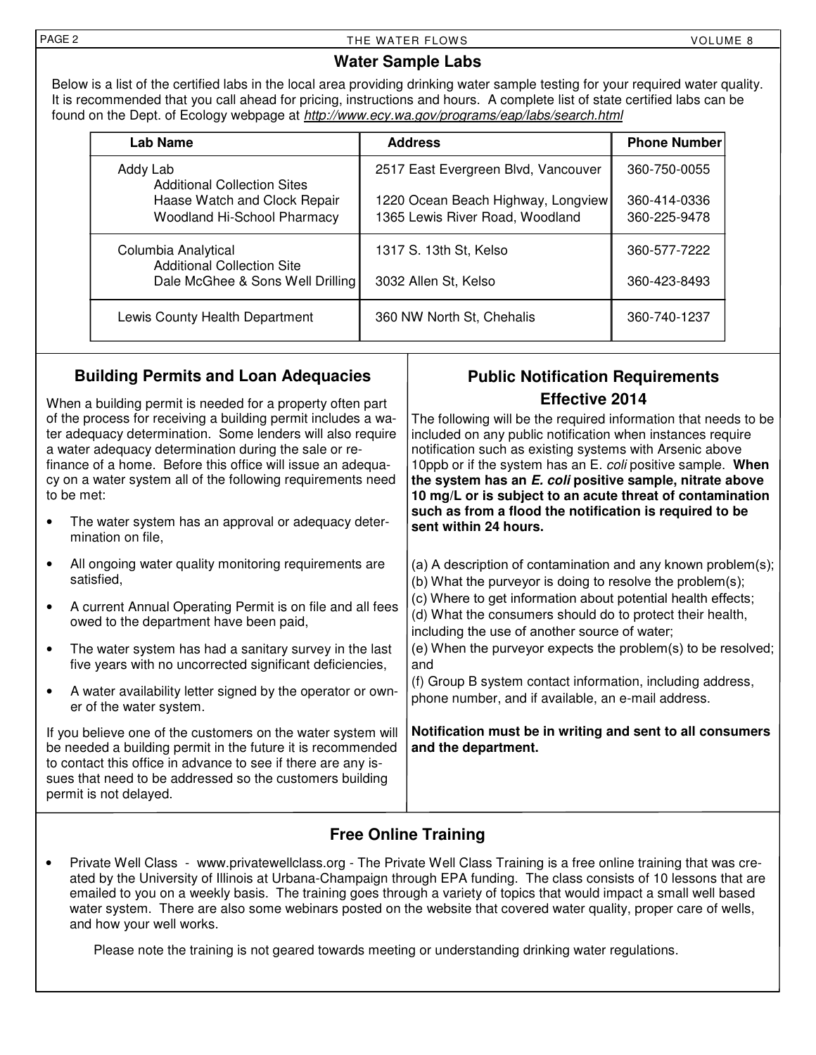## Water Sample Labs

Below is a list of the certified labs in the local area providing drinking water sample testing for your required water quality. It is recommended that you call ahead for pricing, instructions and hours. A complete list of state certified labs can be found on the Dept. of Ecology webpage at *http://www.ecy.wa.gov/programs/eap/labs/search.html*

| Lab Name | Address | Phone Number |
|---|---|---|
| Addy Lab | 2517 East Evergreen Blvd, Vancouver | 360-750-0055 |
| Additional Collection Sites | | |
| Haase Watch and Clock Repair | 1220 Ocean Beach Highway, Longview | 360-414-0336 |
| Woodland Hi-School Pharmacy | 1365 Lewis River Road, Woodland | 360-225-9478 |
| Columbia Analytical | 1317 S. 13th St, Kelso | 360-577-7222 |
| Additional Collection Site | | |
| Dale McGhee & Sons Well Drilling | 3032 Allen St, Kelso | 360-423-8493 |
| Lewis County Health Department | 360 NW North St, Chehalis | 360-740-1237 |

## Building Permits and Loan Adequacies

When a building permit is needed for a property often part of the process for receiving a building permit includes a water adequacy determination. Some lenders will also require a water adequacy determination during the sale or re-finance of a home. Before this office will issue an adequacy on a water system all of the following requirements need to be met:

- The water system has an approval or adequacy determination on file,
- All ongoing water quality monitoring requirements are satisfied,
- A current Annual Operating Permit is on file and all fees owed to the department have been paid,
- The water system has had a sanitary survey in the last five years with no uncorrected significant deficiencies,
- A water availability letter signed by the operator or owner of the water system.

If you believe one of the customers on the water system will be needed a building permit in the future it is recommended to contact this office in advance to see if there are any issues that need to be addressed so the customers building permit is not delayed.

## Public Notification Requirements Effective 2014

The following will be the required information that needs to be included on any public notification when instances require notification such as existing systems with Arsenic above 10ppb or if the system has an E. *coli* positive sample. **When the system has an *E. coli* positive sample, nitrate above 10 mg/L or is subject to an acute threat of contamination such as from a flood the notification is required to be sent within 24 hours.**

(a) A description of contamination and any known problem(s);
(b) What the purveyor is doing to resolve the problem(s);
(c) Where to get information about potential health effects;
(d) What the consumers should do to protect their health, including the use of another source of water;
(e) When the purveyor expects the problem(s) to be resolved; and
(f) Group B system contact information, including address, phone number, and if available, an e-mail address.

**Notification must be in writing and sent to all consumers and the department.**

## Free Online Training

- Private Well Class - www.privatewellclass.org - The Private Well Class Training is a free online training that was created by the University of Illinois at Urbana-Champaign through EPA funding. The class consists of 10 lessons that are emailed to you on a weekly basis. The training goes through a variety of topics that would impact a small well based water system. There are also some webinars posted on the website that covered water quality, proper care of wells, and how your well works.

Please note the training is not geared towards meeting or understanding drinking water regulations.